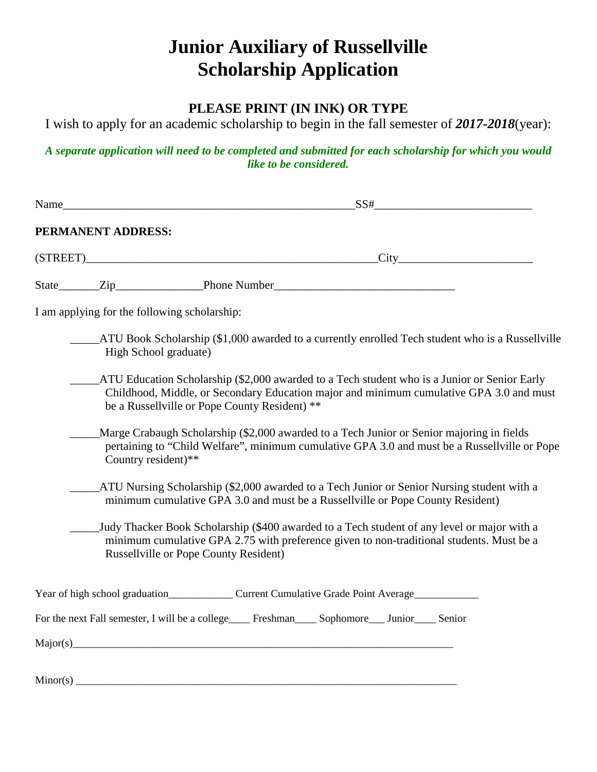# Junior Auxiliary of Russellville Scholarship Application

**PLEASE PRINT (IN INK) OR TYPE**

I wish to apply for an academic scholarship to begin in the fall semester of ***2017-2018***(year):

***A separate application will need to be completed and submitted for each scholarship for which you would like to be considered.***

Name_____________________________________________________SS#___________________________

**PERMANENT ADDRESS:**

(STREET)____________________________________________________City_______________________

State_______Zip_______________Phone Number_______________________________

I am applying for the following scholarship:

_____ATU Book Scholarship ($1,000 awarded to a currently enrolled Tech student who is a Russellville High School graduate)

_____ATU Education Scholarship ($2,000 awarded to a Tech student who is a Junior or Senior Early Childhood, Middle, or Secondary Education major and minimum cumulative GPA 3.0 and must be a Russellville or Pope County Resident) **

_____Marge Crabaugh Scholarship ($2,000 awarded to a Tech Junior or Senior majoring in fields pertaining to "Child Welfare", minimum cumulative GPA 3.0 and must be a Russellville or Pope Country resident)**

_____ATU Nursing Scholarship ($2,000 awarded to a Tech Junior or Senior Nursing student with a minimum cumulative GPA 3.0 and must be a Russellville or Pope County Resident)

_____Judy Thacker Book Scholarship ($400 awarded to a Tech student of any level or major with a minimum cumulative GPA 2.75 with preference given to non-traditional students. Must be a Russellville or Pope County Resident)

Year of high school graduation____________ Current Cumulative Grade Point Average____________

For the next Fall semester, I will be a college____ Freshman____ Sophomore___ Junior____ Senior

Major(s)___________________________________________________________________________

Minor(s) ___________________________________________________________________________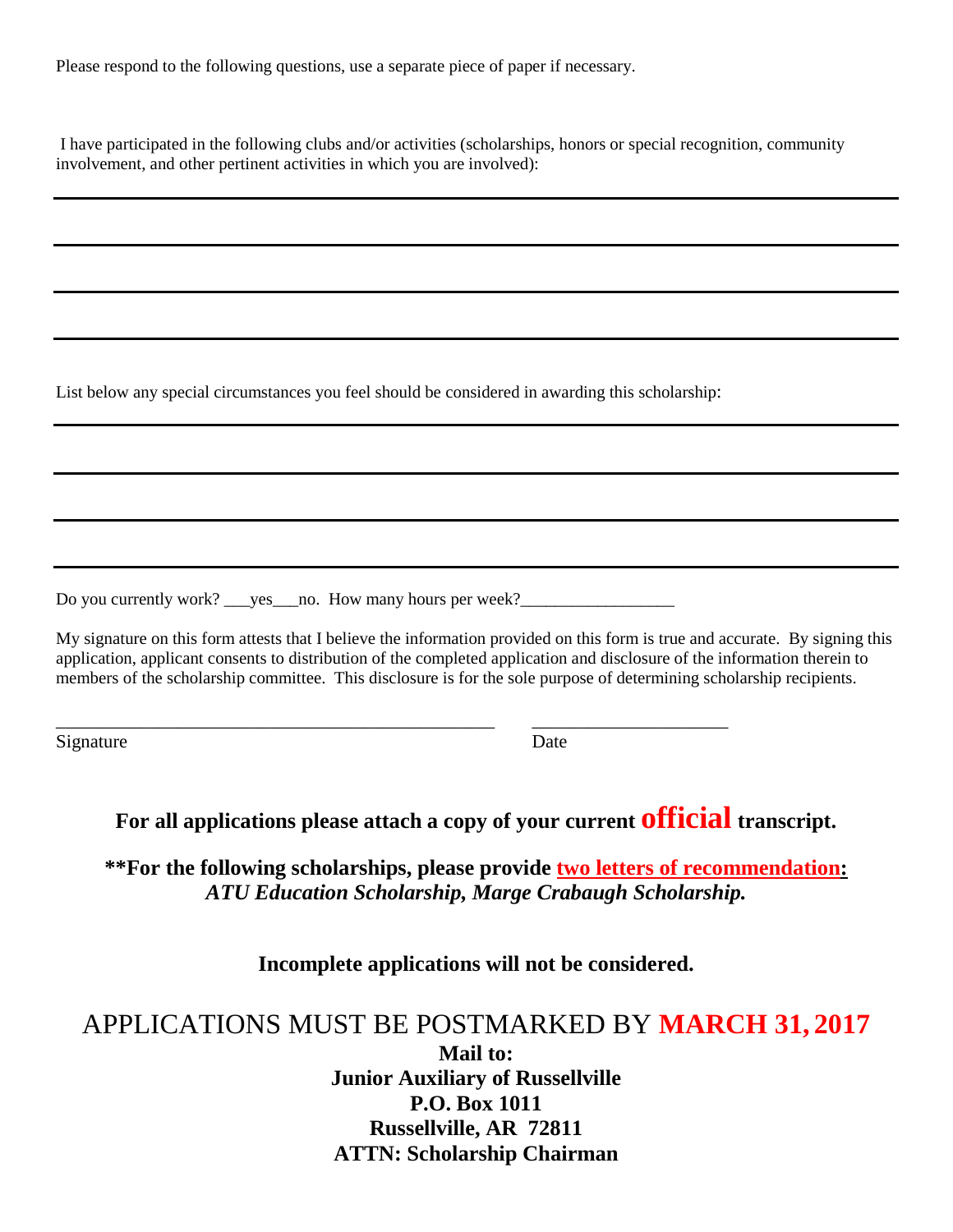Please respond to the following questions, use a separate piece of paper if necessary.

I have participated in the following clubs and/or activities (scholarships, honors or special recognition, community involvement, and other pertinent activities in which you are involved):

List below any special circumstances you feel should be considered in awarding this scholarship:

Do you currently work? ___yes___no. How many hours per week?_________________

My signature on this form attests that I believe the information provided on this form is true and accurate. By signing this application, applicant consents to distribution of the completed application and disclosure of the information therein to members of the scholarship committee. This disclosure is for the sole purpose of determining scholarship recipients.

_________________________________________________ ______________________

Signature Date

**For all applications please attach a copy of your current official transcript.**

**\*\*For the following scholarships, please provide two letters of recommendation:** ***ATU Education Scholarship, Marge Crabaugh Scholarship.***

**Incomplete applications will not be considered.**

APPLICATIONS MUST BE POSTMARKED BY **MARCH 31, 2017**

**Mail to:**
**Junior Auxiliary of Russellville**
**P.O. Box 1011**
**Russellville, AR 72811**
**ATTN: Scholarship Chairman**